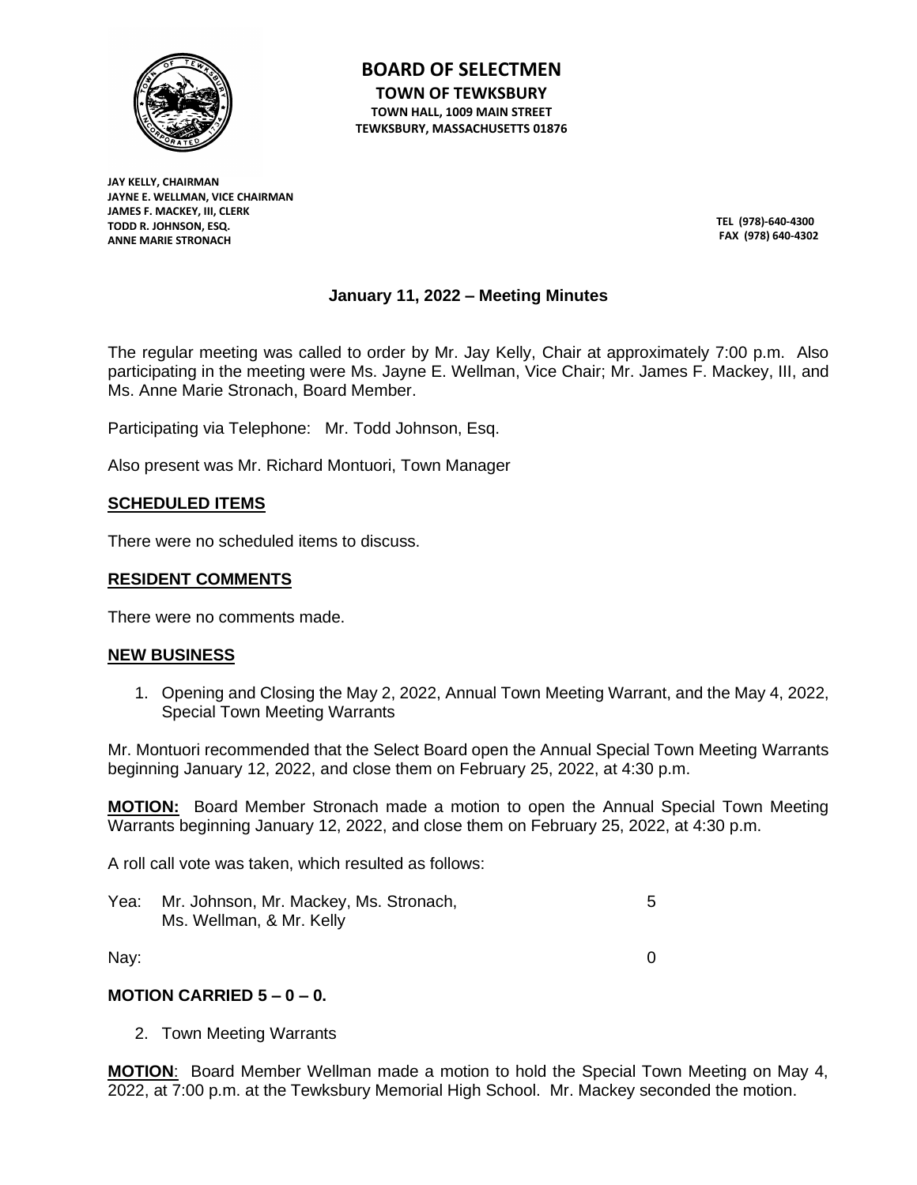# BOARD OF SELECTMEN

**TOWN OF TEWKSBURY**
**TOWN HALL, 1009 MAIN STREET**
**TEWKSBURY, MASSACHUSETTS 01876**

**JAY KELLY, CHAIRMAN**
**JAYNE E. WELLMAN, VICE CHAIRMAN**
**JAMES F. MACKEY, III, CLERK**
**TODD R. JOHNSON, ESQ.**
**ANNE MARIE STRONACH**

**TEL (978)-640-4300**
**FAX (978) 640-4302**

## January 11, 2022 – Meeting Minutes

The regular meeting was called to order by Mr. Jay Kelly, Chair at approximately 7:00 p.m. Also participating in the meeting were Ms. Jayne E. Wellman, Vice Chair; Mr. James F. Mackey, III, and Ms. Anne Marie Stronach, Board Member.

Participating via Telephone: Mr. Todd Johnson, Esq.

Also present was Mr. Richard Montuori, Town Manager

### SCHEDULED ITEMS

There were no scheduled items to discuss.

### RESIDENT COMMENTS

There were no comments made.

### NEW BUSINESS

1. Opening and Closing the May 2, 2022, Annual Town Meeting Warrant, and the May 4, 2022, Special Town Meeting Warrants

Mr. Montuori recommended that the Select Board open the Annual Special Town Meeting Warrants beginning January 12, 2022, and close them on February 25, 2022, at 4:30 p.m.

**MOTION:** Board Member Stronach made a motion to open the Annual Special Town Meeting Warrants beginning January 12, 2022, and close them on February 25, 2022, at 4:30 p.m.

A roll call vote was taken, which resulted as follows:

Yea: Mr. Johnson, Mr. Mackey, Ms. Stronach, Ms. Wellman, & Mr. Kelly — 5

Nay: — 0

**MOTION CARRIED 5 – 0 – 0.**

2. Town Meeting Warrants

**MOTION**: Board Member Wellman made a motion to hold the Special Town Meeting on May 4, 2022, at 7:00 p.m. at the Tewksbury Memorial High School. Mr. Mackey seconded the motion.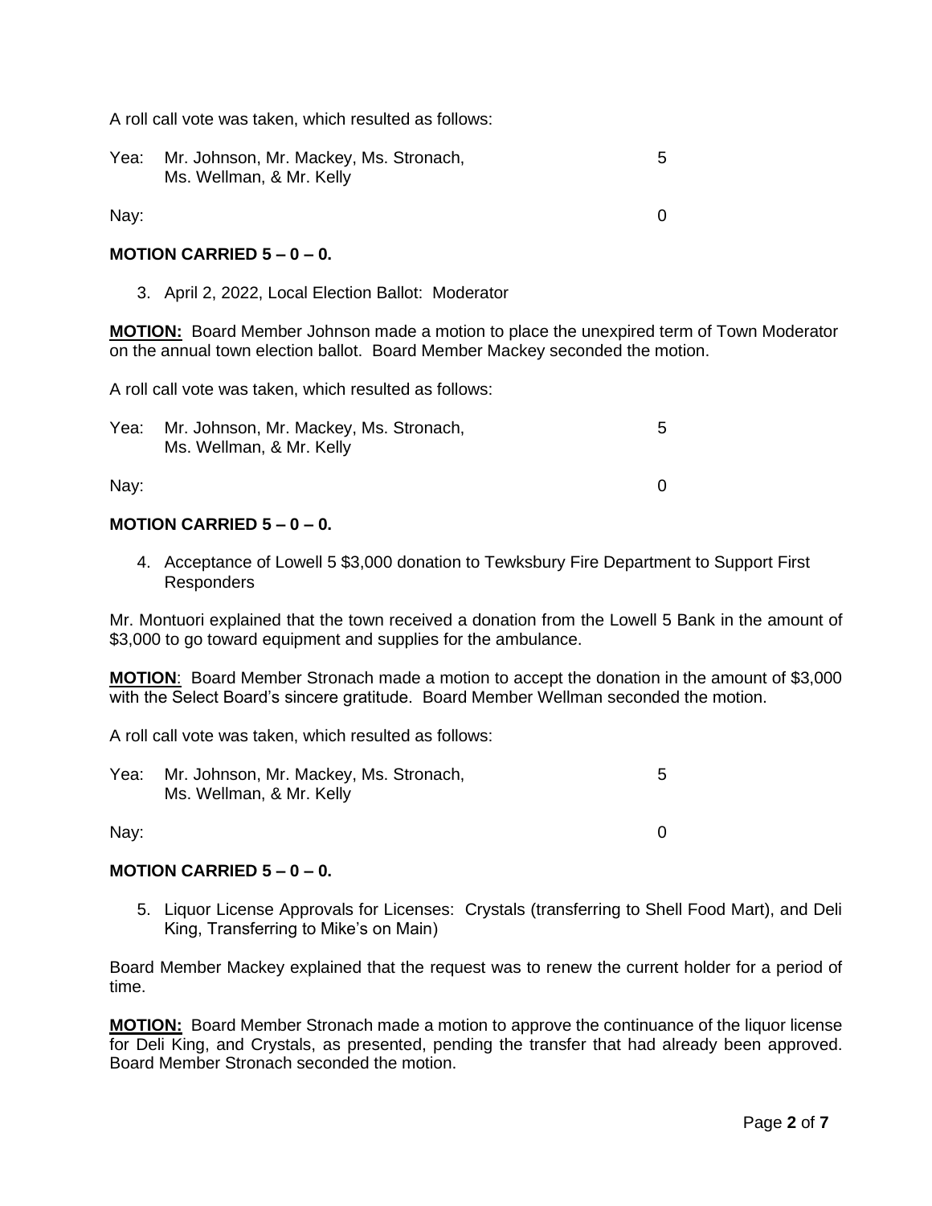A roll call vote was taken, which resulted as follows:

| | | |
|---|---|---|
| Yea: | Mr. Johnson, Mr. Mackey, Ms. Stronach, Ms. Wellman, & Mr. Kelly | 5 |
| Nay: | | 0 |

**MOTION CARRIED 5 – 0 – 0.**

3. April 2, 2022, Local Election Ballot: Moderator

**MOTION:** Board Member Johnson made a motion to place the unexpired term of Town Moderator on the annual town election ballot. Board Member Mackey seconded the motion.

A roll call vote was taken, which resulted as follows:

| | | |
|---|---|---|
| Yea: | Mr. Johnson, Mr. Mackey, Ms. Stronach, Ms. Wellman, & Mr. Kelly | 5 |
| Nay: | | 0 |

**MOTION CARRIED 5 – 0 – 0.**

4. Acceptance of Lowell 5 $3,000 donation to Tewksbury Fire Department to Support First Responders

Mr. Montuori explained that the town received a donation from the Lowell 5 Bank in the amount of $3,000 to go toward equipment and supplies for the ambulance.

**MOTION**: Board Member Stronach made a motion to accept the donation in the amount of $3,000 with the Select Board's sincere gratitude. Board Member Wellman seconded the motion.

A roll call vote was taken, which resulted as follows:

| | | |
|---|---|---|
| Yea: | Mr. Johnson, Mr. Mackey, Ms. Stronach, Ms. Wellman, & Mr. Kelly | 5 |
| Nay: | | 0 |

**MOTION CARRIED 5 – 0 – 0.**

5. Liquor License Approvals for Licenses: Crystals (transferring to Shell Food Mart), and Deli King, Transferring to Mike's on Main)

Board Member Mackey explained that the request was to renew the current holder for a period of time.

**MOTION:** Board Member Stronach made a motion to approve the continuance of the liquor license for Deli King, and Crystals, as presented, pending the transfer that had already been approved. Board Member Stronach seconded the motion.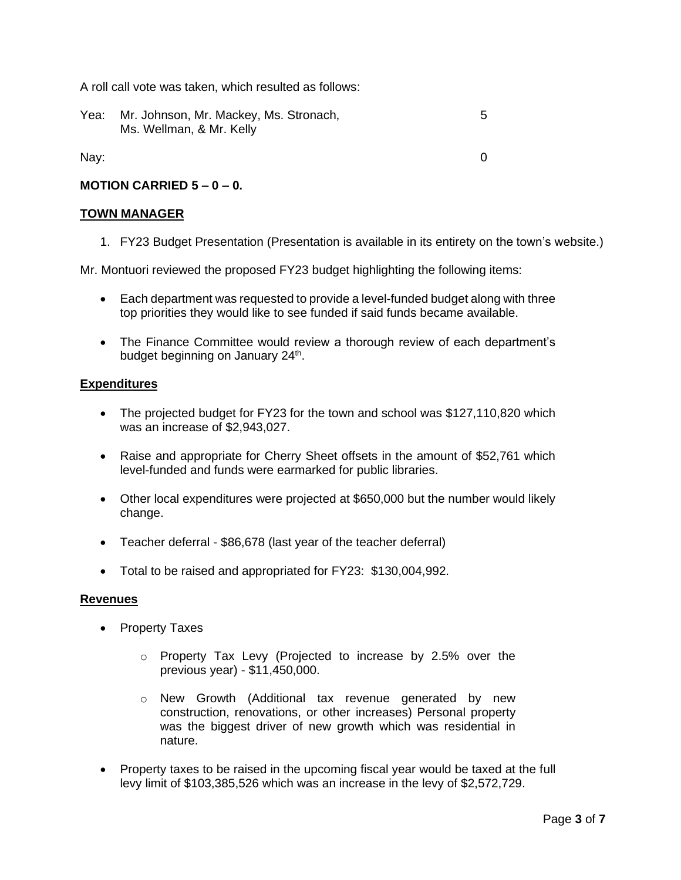A roll call vote was taken, which resulted as follows:

| | | |
|---|---|---|
| Yea: | Mr. Johnson, Mr. Mackey, Ms. Stronach, Ms. Wellman, & Mr. Kelly | 5 |
| Nay: | | 0 |

**MOTION CARRIED 5 – 0 – 0.**

**TOWN MANAGER**

1. FY23 Budget Presentation (Presentation is available in its entirety on the town's website.)

Mr. Montuori reviewed the proposed FY23 budget highlighting the following items:

- Each department was requested to provide a level-funded budget along with three top priorities they would like to see funded if said funds became available.
- The Finance Committee would review a thorough review of each department's budget beginning on January 24th.

**Expenditures**

- The projected budget for FY23 for the town and school was $127,110,820 which was an increase of $2,943,027.
- Raise and appropriate for Cherry Sheet offsets in the amount of $52,761 which level-funded and funds were earmarked for public libraries.
- Other local expenditures were projected at $650,000 but the number would likely change.
- Teacher deferral - $86,678 (last year of the teacher deferral)
- Total to be raised and appropriated for FY23: $130,004,992.

**Revenues**

- Property Taxes
  - Property Tax Levy (Projected to increase by 2.5% over the previous year) - $11,450,000.
  - New Growth (Additional tax revenue generated by new construction, renovations, or other increases) Personal property was the biggest driver of new growth which was residential in nature.
- Property taxes to be raised in the upcoming fiscal year would be taxed at the full levy limit of $103,385,526 which was an increase in the levy of $2,572,729.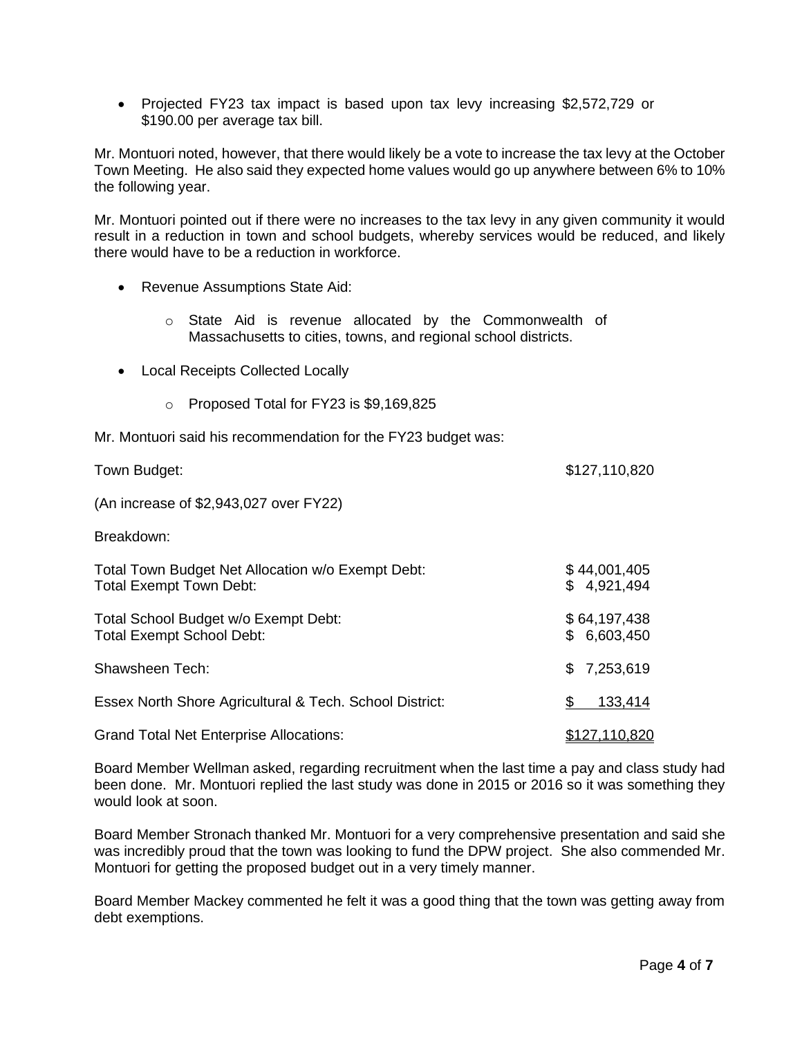- Projected FY23 tax impact is based upon tax levy increasing $2,572,729 or $190.00 per average tax bill.

Mr. Montuori noted, however, that there would likely be a vote to increase the tax levy at the October Town Meeting. He also said they expected home values would go up anywhere between 6% to 10% the following year.

Mr. Montuori pointed out if there were no increases to the tax levy in any given community it would result in a reduction in town and school budgets, whereby services would be reduced, and likely there would have to be a reduction in workforce.

- Revenue Assumptions State Aid:
    - State Aid is revenue allocated by the Commonwealth of Massachusetts to cities, towns, and regional school districts.

- Local Receipts Collected Locally
    - Proposed Total for FY23 is $9,169,825

Mr. Montuori said his recommendation for the FY23 budget was:

| | |
|---|---|
| Town Budget: | $127,110,820 |
| (An increase of $2,943,027 over FY22) | |
| Breakdown: | |
| Total Town Budget Net Allocation w/o Exempt Debt: | $ 44,001,405 |
| Total Exempt Town Debt: | $ 4,921,494 |
| Total School Budget w/o Exempt Debt: | $ 64,197,438 |
| Total Exempt School Debt: | $ 6,603,450 |
| Shawsheen Tech: | $ 7,253,619 |
| Essex North Shore Agricultural & Tech. School District: | $ 133,414 |
| Grand Total Net Enterprise Allocations: | $127,110,820 |

Board Member Wellman asked, regarding recruitment when the last time a pay and class study had been done. Mr. Montuori replied the last study was done in 2015 or 2016 so it was something they would look at soon.

Board Member Stronach thanked Mr. Montuori for a very comprehensive presentation and said she was incredibly proud that the town was looking to fund the DPW project. She also commended Mr. Montuori for getting the proposed budget out in a very timely manner.

Board Member Mackey commented he felt it was a good thing that the town was getting away from debt exemptions.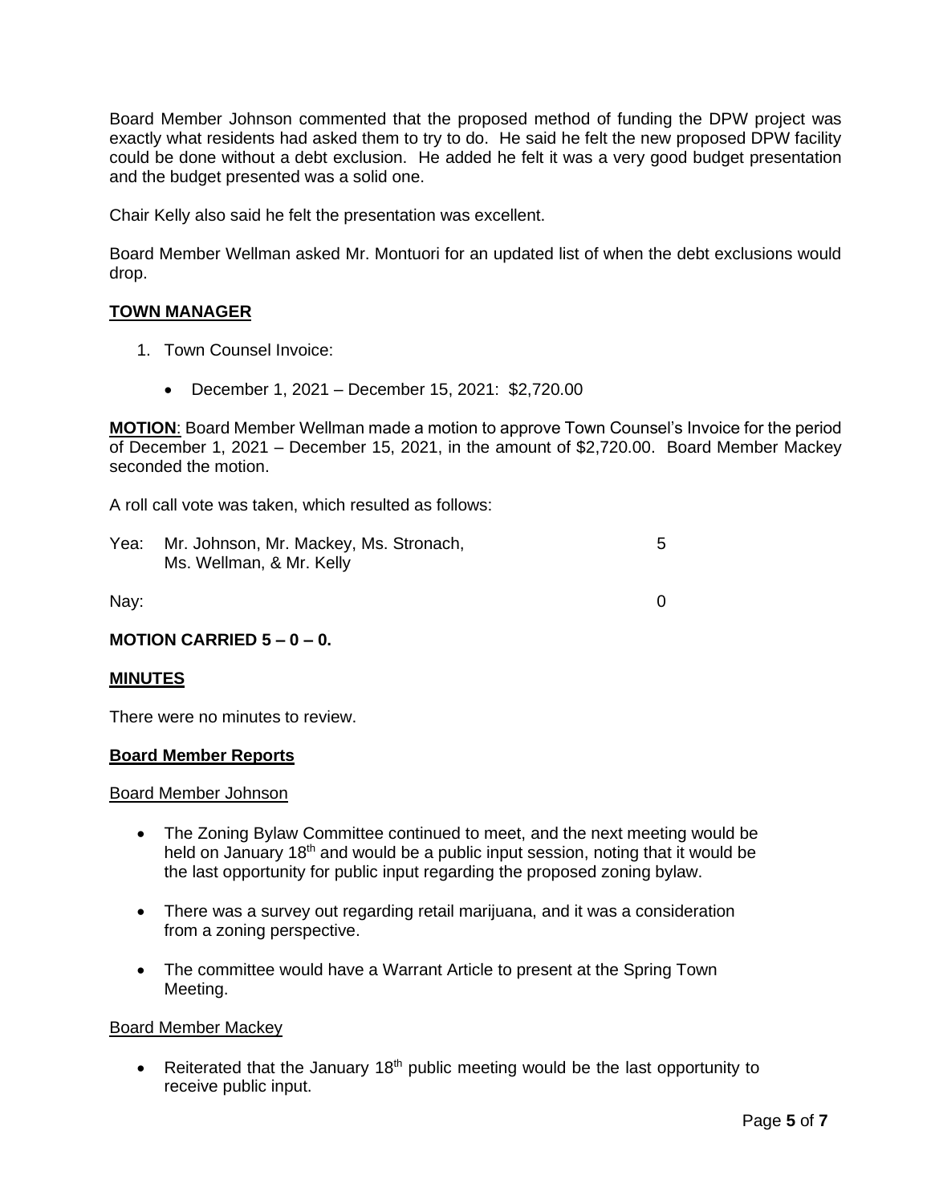Board Member Johnson commented that the proposed method of funding the DPW project was exactly what residents had asked them to try to do. He said he felt the new proposed DPW facility could be done without a debt exclusion. He added he felt it was a very good budget presentation and the budget presented was a solid one.

Chair Kelly also said he felt the presentation was excellent.

Board Member Wellman asked Mr. Montuori for an updated list of when the debt exclusions would drop.

## TOWN MANAGER

1. Town Counsel Invoice:
    - December 1, 2021 – December 15, 2021: $2,720.00

**MOTION**: Board Member Wellman made a motion to approve Town Counsel's Invoice for the period of December 1, 2021 – December 15, 2021, in the amount of $2,720.00. Board Member Mackey seconded the motion.

A roll call vote was taken, which resulted as follows:

| | | |
|---|---|---|
| Yea: | Mr. Johnson, Mr. Mackey, Ms. Stronach, Ms. Wellman, & Mr. Kelly | 5 |
| Nay: | | 0 |

**MOTION CARRIED 5 – 0 – 0.**

## MINUTES

There were no minutes to review.

## Board Member Reports

Board Member Johnson

- The Zoning Bylaw Committee continued to meet, and the next meeting would be held on January 18th and would be a public input session, noting that it would be the last opportunity for public input regarding the proposed zoning bylaw.
- There was a survey out regarding retail marijuana, and it was a consideration from a zoning perspective.
- The committee would have a Warrant Article to present at the Spring Town Meeting.

Board Member Mackey

- Reiterated that the January 18th public meeting would be the last opportunity to receive public input.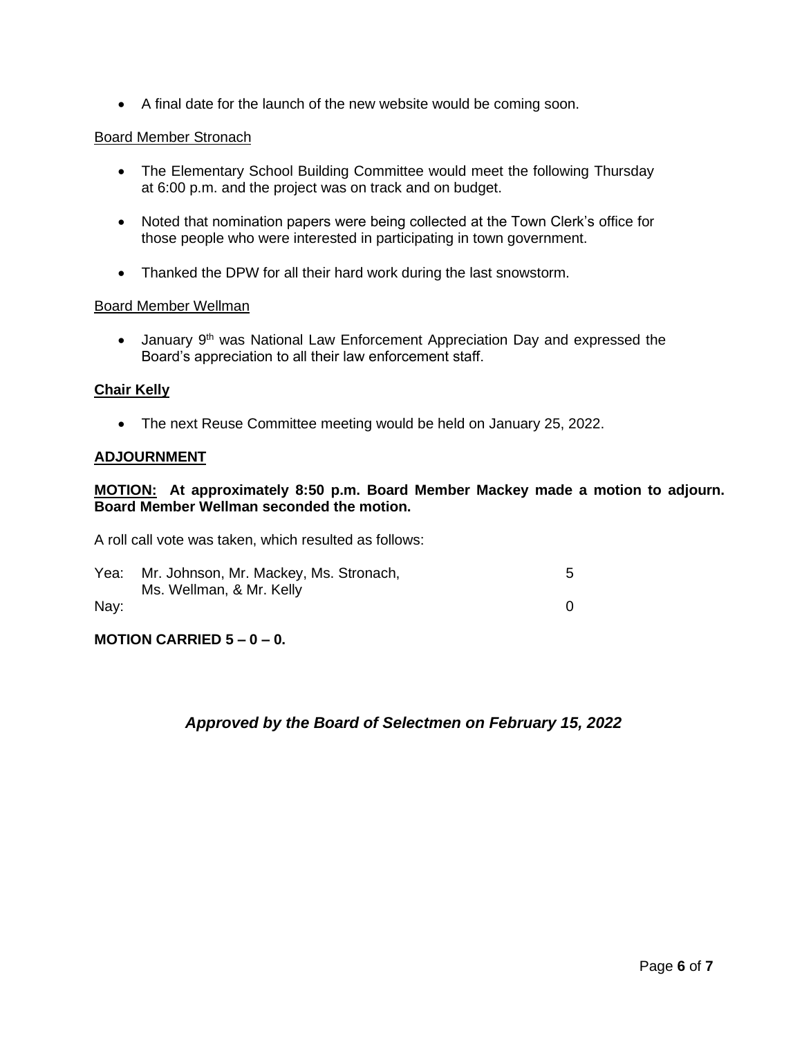- A final date for the launch of the new website would be coming soon.

Board Member Stronach

- The Elementary School Building Committee would meet the following Thursday at 6:00 p.m. and the project was on track and on budget.
- Noted that nomination papers were being collected at the Town Clerk's office for those people who were interested in participating in town government.
- Thanked the DPW for all their hard work during the last snowstorm.

Board Member Wellman

- January 9th was National Law Enforcement Appreciation Day and expressed the Board's appreciation to all their law enforcement staff.

**Chair Kelly**

- The next Reuse Committee meeting would be held on January 25, 2022.

**ADJOURNMENT**

**MOTION: At approximately 8:50 p.m. Board Member Mackey made a motion to adjourn. Board Member Wellman seconded the motion.**

A roll call vote was taken, which resulted as follows:

| | | |
|---|---|---|
| Yea: | Mr. Johnson, Mr. Mackey, Ms. Stronach, Ms. Wellman, & Mr. Kelly | 5 |
| Nay: | | 0 |

**MOTION CARRIED 5 – 0 – 0.**

***Approved by the Board of Selectmen on February 15, 2022***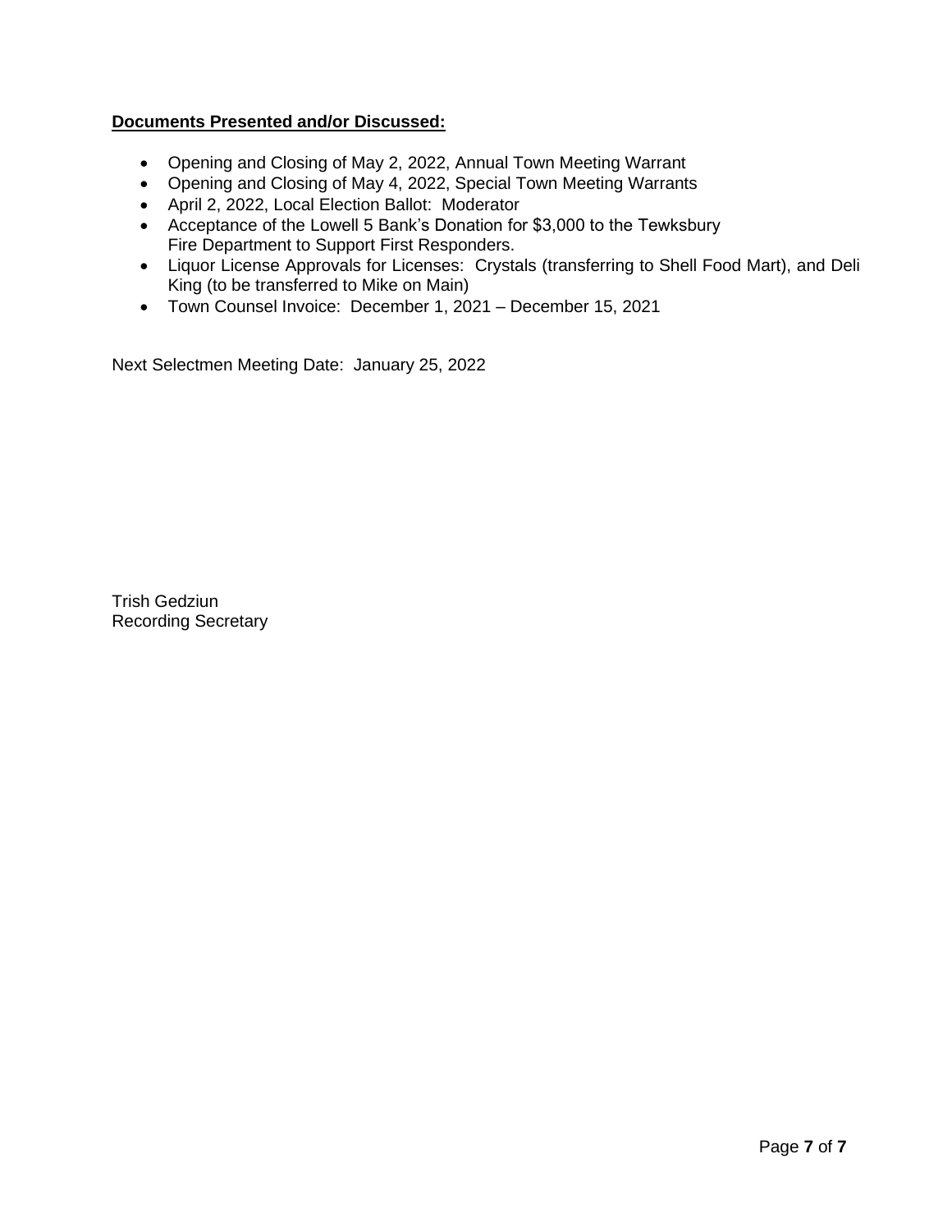**Documents Presented and/or Discussed:**

- Opening and Closing of May 2, 2022, Annual Town Meeting Warrant
- Opening and Closing of May 4, 2022, Special Town Meeting Warrants
- April 2, 2022, Local Election Ballot: Moderator
- Acceptance of the Lowell 5 Bank's Donation for $3,000 to the Tewksbury Fire Department to Support First Responders.
- Liquor License Approvals for Licenses: Crystals (transferring to Shell Food Mart), and Deli King (to be transferred to Mike on Main)
- Town Counsel Invoice: December 1, 2021 – December 15, 2021

Next Selectmen Meeting Date: January 25, 2022

Trish Gedziun
Recording Secretary